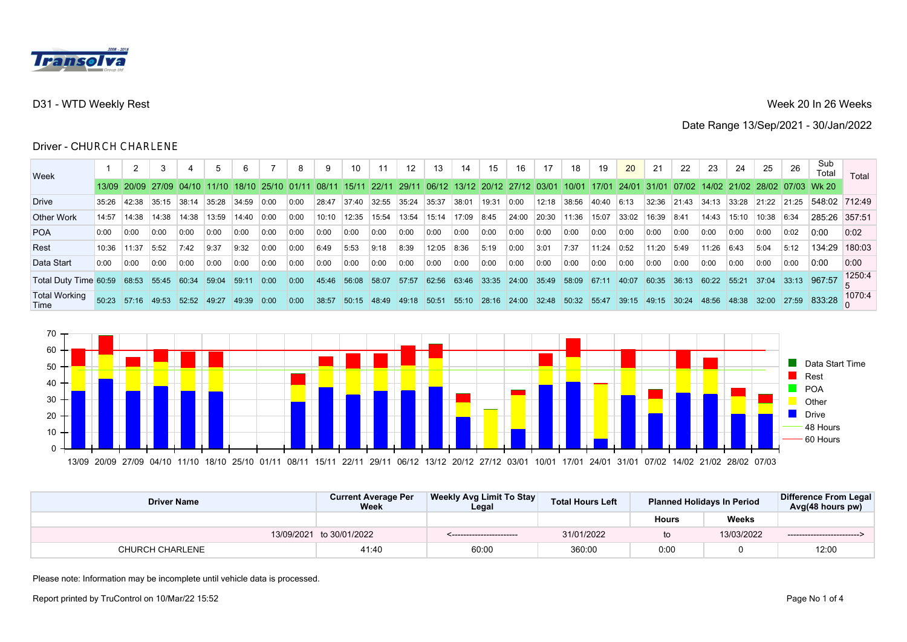Transolva

D31 - WTD Weekly Rest

Week 20 In 26 Weeks

Date Range 13/Sep/2021 - 30/Jan/2022

Driver - CHURCH CHARLENE

| Week | 1 | 2 | 3 | 4 | 5 | 6 | 7 | 8 | 9 | 10 | 11 | 12 | 13 | 14 | 15 | 16 | 17 | 18 | 19 | 20 | 21 | 22 | 23 | 24 | 25 | 26 | Sub Total | Total |
|---|---|---|---|---|---|---|---|---|---|---|---|---|---|---|---|---|---|---|---|---|---|---|---|---|---|---|---|---|
| | 13/09 | 20/09 | 27/09 | 04/10 | 11/10 | 18/10 | 25/10 | 01/11 | 08/11 | 15/11 | 22/11 | 29/11 | 06/12 | 13/12 | 20/12 | 27/12 | 03/01 | 10/01 | 17/01 | 24/01 | 31/01 | 07/02 | 14/02 | 21/02 | 28/02 | 07/03 | Wk 20 | |
| Drive | 35:26 | 42:38 | 35:15 | 38:14 | 35:28 | 34:59 | 0:00 | 0:00 | 28:47 | 37:40 | 32:55 | 35:24 | 35:37 | 38:01 | 19:31 | 0:00 | 12:18 | 38:56 | 40:40 | 6:13 | 32:36 | 21:43 | 34:13 | 33:28 | 21:22 | 21:25 | 548:02 | 712:49 |
| Other Work | 14:57 | 14:38 | 14:38 | 14:38 | 13:59 | 14:40 | 0:00 | 0:00 | 10:10 | 12:35 | 15:54 | 13:54 | 15:14 | 17:09 | 8:45 | 24:00 | 20:30 | 11:36 | 15:07 | 33:02 | 16:39 | 8:41 | 14:43 | 15:10 | 10:38 | 6:34 | 285:26 | 357:51 |
| POA | 0:00 | 0:00 | 0:00 | 0:00 | 0:00 | 0:00 | 0:00 | 0:00 | 0:00 | 0:00 | 0:00 | 0:00 | 0:00 | 0:00 | 0:00 | 0:00 | 0:00 | 0:00 | 0:00 | 0:00 | 0:00 | 0:00 | 0:00 | 0:00 | 0:00 | 0:02 | 0:00 | 0:02 |
| Rest | 10:36 | 11:37 | 5:52 | 7:42 | 9:37 | 9:32 | 0:00 | 0:00 | 6:49 | 5:53 | 9:18 | 8:39 | 12:05 | 8:36 | 5:19 | 0:00 | 3:01 | 7:37 | 11:24 | 0:52 | 11:20 | 5:49 | 11:26 | 6:43 | 5:04 | 5:12 | 134:29 | 180:03 |
| Data Start | 0:00 | 0:00 | 0:00 | 0:00 | 0:00 | 0:00 | 0:00 | 0:00 | 0:00 | 0:00 | 0:00 | 0:00 | 0:00 | 0:00 | 0:00 | 0:00 | 0:00 | 0:00 | 0:00 | 0:00 | 0:00 | 0:00 | 0:00 | 0:00 | 0:00 | 0:00 | 0:00 | 0:00 |
| Total Duty Time | 60:59 | 68:53 | 55:45 | 60:34 | 59:04 | 59:11 | 0:00 | 0:00 | 45:46 | 56:08 | 58:07 | 57:57 | 62:56 | 63:46 | 33:35 | 24:00 | 35:49 | 58:09 | 67:11 | 40:07 | 60:35 | 36:13 | 60:22 | 55:21 | 37:04 | 33:13 | 967:57 | 1250:45 |
| Total Working Time | 50:23 | 57:16 | 49:53 | 52:52 | 49:27 | 49:39 | 0:00 | 0:00 | 38:57 | 50:15 | 48:49 | 49:18 | 50:51 | 55:10 | 28:16 | 24:00 | 32:48 | 50:32 | 55:47 | 39:15 | 49:15 | 30:24 | 48:56 | 48:38 | 32:00 | 27:59 | 833:28 | 1070:40 |

| Driver Name | Current Average Per Week | Weekly Avg Limit To Stay Legal | Total Hours Left | Planned Holidays In Period | | Difference From Legal Avg(48 hours pw) |
|---|---|---|---|---|---|---|
| | | | | Hours | Weeks | |
| 13/09/2021 | to 30/01/2022 | <----------------------- | 31/01/2022 | to | 13/03/2022 | -------------------------> |
| CHURCH CHARLENE | 41:40 | 60:00 | 360:00 | 0:00 | 0 | 12:00 |

Please note: Information may be incomplete until vehicle data is processed.

Report printed by TruControl on 10/Mar/22 15:52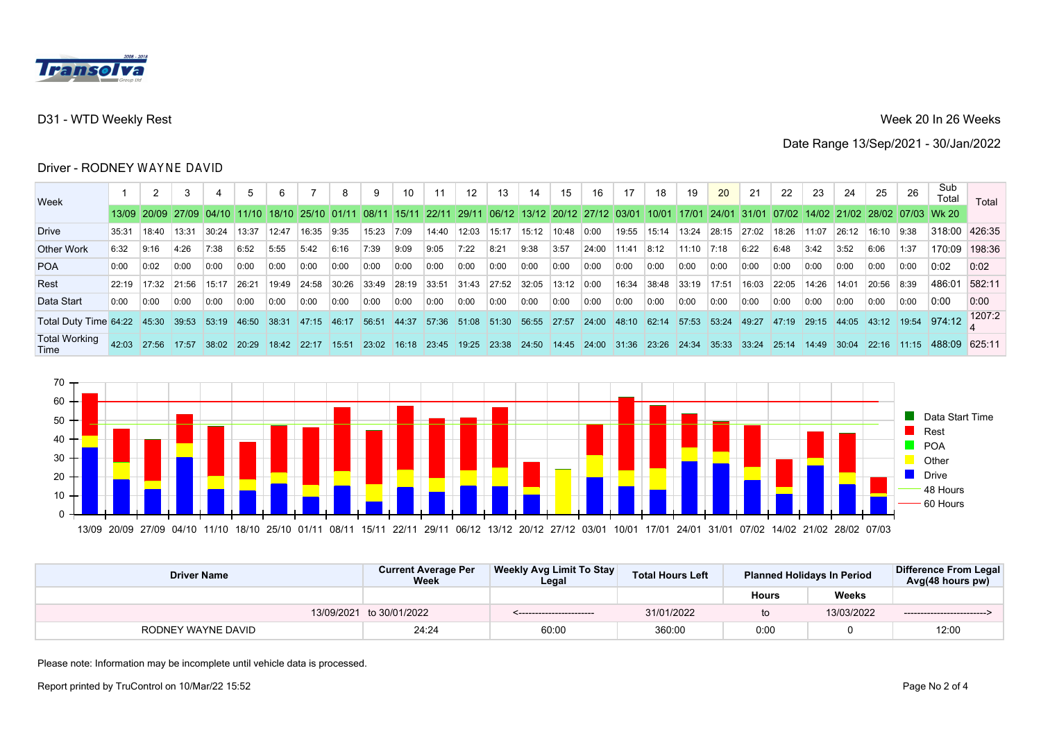D31 - WTD Weekly Rest

Week 20 In 26 Weeks

Date Range 13/Sep/2021 - 30/Jan/2022

Driver - RODNEY WAYNE DAVID

| Week | 1 | 2 | 3 | 4 | 5 | 6 | 7 | 8 | 9 | 10 | 11 | 12 | 13 | 14 | 15 | 16 | 17 | 18 | 19 | 20 | 21 | 22 | 23 | 24 | 25 | 26 | Sub Total | Total |
|---|---|---|---|---|---|---|---|---|---|---|---|---|---|---|---|---|---|---|---|---|---|---|---|---|---|---|---|---|
| | 13/09 | 20/09 | 27/09 | 04/10 | 11/10 | 18/10 | 25/10 | 01/11 | 08/11 | 15/11 | 22/11 | 29/11 | 06/12 | 13/12 | 20/12 | 27/12 | 03/01 | 10/01 | 17/01 | 24/01 | 31/01 | 07/02 | 14/02 | 21/02 | 28/02 | 07/03 | Wk 20 | |
| Drive | 35:31 | 18:40 | 13:31 | 30:24 | 13:37 | 12:47 | 16:35 | 9:35 | 15:23 | 7:09 | 14:40 | 12:03 | 15:17 | 15:12 | 10:48 | 0:00 | 19:55 | 15:14 | 13:24 | 28:15 | 27:02 | 18:26 | 11:07 | 26:12 | 16:10 | 9:38 | 318:00 | 426:35 |
| Other Work | 6:32 | 9:16 | 4:26 | 7:38 | 6:52 | 5:55 | 5:42 | 6:16 | 7:39 | 9:09 | 9:05 | 7:22 | 8:21 | 9:38 | 3:57 | 24:00 | 11:41 | 8:12 | 11:10 | 7:18 | 6:22 | 6:48 | 3:42 | 3:52 | 6:06 | 1:37 | 170:09 | 198:36 |
| POA | 0:00 | 0:02 | 0:00 | 0:00 | 0:00 | 0:00 | 0:00 | 0:00 | 0:00 | 0:00 | 0:00 | 0:00 | 0:00 | 0:00 | 0:00 | 0:00 | 0:00 | 0:00 | 0:00 | 0:00 | 0:00 | 0:00 | 0:00 | 0:00 | 0:00 | 0:00 | 0:02 | 0:02 |
| Rest | 22:19 | 17:32 | 21:56 | 15:17 | 26:21 | 19:49 | 24:58 | 30:26 | 33:49 | 28:19 | 33:51 | 31:43 | 27:52 | 32:05 | 13:12 | 0:00 | 16:34 | 38:48 | 33:19 | 17:51 | 16:03 | 22:05 | 14:26 | 14:01 | 20:56 | 8:39 | 486:01 | 582:11 |
| Data Start | 0:00 | 0:00 | 0:00 | 0:00 | 0:00 | 0:00 | 0:00 | 0:00 | 0:00 | 0:00 | 0:00 | 0:00 | 0:00 | 0:00 | 0:00 | 0:00 | 0:00 | 0:00 | 0:00 | 0:00 | 0:00 | 0:00 | 0:00 | 0:00 | 0:00 | 0:00 | 0:00 | 0:00 |
| Total Duty Time | 64:22 | 45:30 | 39:53 | 53:19 | 46:50 | 38:31 | 47:15 | 46:17 | 56:51 | 44:37 | 57:36 | 51:08 | 51:30 | 56:55 | 27:57 | 24:00 | 48:10 | 62:14 | 57:53 | 53:24 | 49:27 | 47:19 | 29:15 | 44:05 | 43:12 | 19:54 | 974:12 | 1207:24 |
| Total Working Time | 42:03 | 27:56 | 17:57 | 38:02 | 20:29 | 18:42 | 22:17 | 15:51 | 23:02 | 16:18 | 23:45 | 19:25 | 23:38 | 24:50 | 14:45 | 24:00 | 31:36 | 23:26 | 24:34 | 35:33 | 33:24 | 25:14 | 14:49 | 30:04 | 22:16 | 11:15 | 488:09 | 625:11 |

| Driver Name | Current Average Per Week | Weekly Avg Limit To Stay Legal | Total Hours Left | Planned Holidays In Period | | Difference From Legal Avg(48 hours pw) |
|---|---|---|---|---|---|---|
| | | | | Hours | Weeks | |
| 13/09/2021 | to 30/01/2022 | <---------------------- | 31/01/2022 | to | 13/03/2022 | ------------------------> |
| RODNEY WAYNE DAVID | 24:24 | 60:00 | 360:00 | 0:00 | 0 | 12:00 |

Please note: Information may be incomplete until vehicle data is processed.

Report printed by TruControl on 10/Mar/22 15:52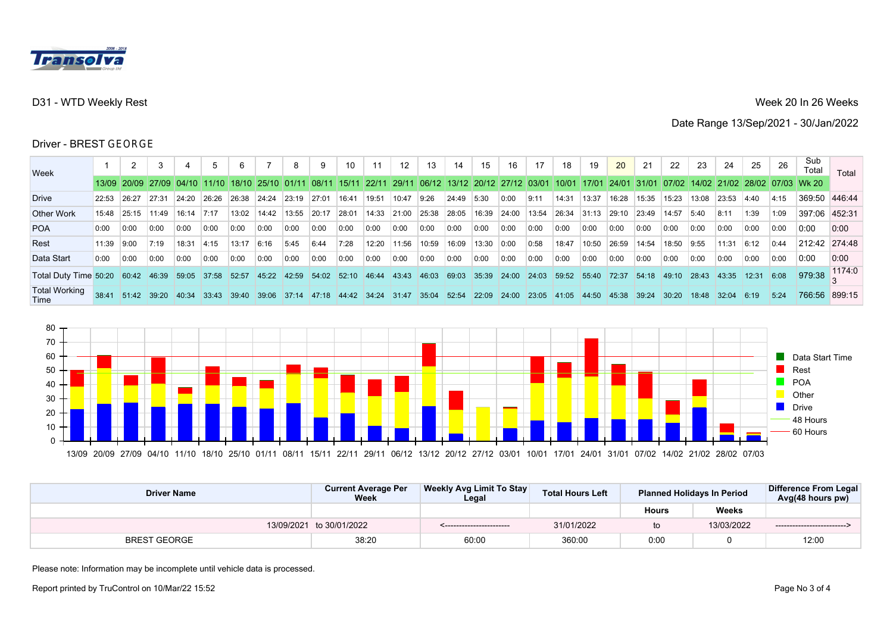Transolva Group Ltd 2008 - 2018

D31 - WTD Weekly Rest

Week 20 In 26 Weeks

Date Range 13/Sep/2021 - 30/Jan/2022

Driver - BREST GEORGE

| Week | 1 | 2 | 3 | 4 | 5 | 6 | 7 | 8 | 9 | 10 | 11 | 12 | 13 | 14 | 15 | 16 | 17 | 18 | 19 | 20 | 21 | 22 | 23 | 24 | 25 | 26 | Sub Total | Total |
|---|---|---|---|---|---|---|---|---|---|---|---|---|---|---|---|---|---|---|---|---|---|---|---|---|---|---|---|---|
| | 13/09 | 20/09 | 27/09 | 04/10 | 11/10 | 18/10 | 25/10 | 01/11 | 08/11 | 15/11 | 22/11 | 29/11 | 06/12 | 13/12 | 20/12 | 27/12 | 03/01 | 10/01 | 17/01 | 24/01 | 31/01 | 07/02 | 14/02 | 21/02 | 28/02 | 07/03 | Wk 20 | |
| Drive | 22:53 | 26:27 | 27:31 | 24:20 | 26:26 | 26:38 | 24:24 | 23:19 | 27:01 | 16:41 | 19:51 | 10:47 | 9:26 | 24:49 | 5:30 | 0:00 | 9:11 | 14:31 | 13:37 | 16:28 | 15:35 | 15:23 | 13:08 | 23:53 | 4:40 | 4:15 | 369:50 | 446:44 |
| Other Work | 15:48 | 25:15 | 11:49 | 16:14 | 7:17 | 13:02 | 14:42 | 13:55 | 20:17 | 28:01 | 14:33 | 21:00 | 25:38 | 28:05 | 16:39 | 24:00 | 13:54 | 26:34 | 31:13 | 29:10 | 23:49 | 14:57 | 5:40 | 8:11 | 1:39 | 1:09 | 397:06 | 452:31 |
| POA | 0:00 | 0:00 | 0:00 | 0:00 | 0:00 | 0:00 | 0:00 | 0:00 | 0:00 | 0:00 | 0:00 | 0:00 | 0:00 | 0:00 | 0:00 | 0:00 | 0:00 | 0:00 | 0:00 | 0:00 | 0:00 | 0:00 | 0:00 | 0:00 | 0:00 | 0:00 | 0:00 | 0:00 |
| Rest | 11:39 | 9:00 | 7:19 | 18:31 | 4:15 | 13:17 | 6:16 | 5:45 | 6:44 | 7:28 | 12:20 | 11:56 | 10:59 | 16:09 | 13:30 | 0:00 | 0:58 | 18:47 | 10:50 | 26:59 | 14:54 | 18:50 | 9:55 | 11:31 | 6:12 | 0:44 | 212:42 | 274:48 |
| Data Start | 0:00 | 0:00 | 0:00 | 0:00 | 0:00 | 0:00 | 0:00 | 0:00 | 0:00 | 0:00 | 0:00 | 0:00 | 0:00 | 0:00 | 0:00 | 0:00 | 0:00 | 0:00 | 0:00 | 0:00 | 0:00 | 0:00 | 0:00 | 0:00 | 0:00 | 0:00 | 0:00 | 0:00 |
| Total Duty Time | 50:20 | 60:42 | 46:39 | 59:05 | 37:58 | 52:57 | 45:22 | 42:59 | 54:02 | 52:10 | 46:44 | 43:43 | 46:03 | 69:03 | 35:39 | 24:00 | 24:03 | 59:52 | 55:40 | 72:37 | 54:18 | 49:10 | 28:43 | 43:35 | 12:31 | 6:08 | 979:38 | 1174:03 |
| Total Working Time | 38:41 | 51:42 | 39:20 | 40:34 | 33:43 | 39:40 | 39:06 | 37:14 | 47:18 | 44:42 | 34:24 | 31:47 | 35:04 | 52:54 | 22:09 | 24:00 | 23:05 | 41:05 | 44:50 | 45:38 | 39:24 | 30:20 | 18:48 | 32:04 | 6:19 | 5:24 | 766:56 | 899:15 |

| Driver Name | Current Average Per Week | Weekly Avg Limit To Stay Legal | Total Hours Left | Planned Holidays In Period | | Difference From Legal Avg(48 hours pw) |
|---|---|---|---|---|---|---|
| | | | | Hours | Weeks | |
| 13/09/2021 | to 30/01/2022 | <----------------------- | 31/01/2022 | to | 13/03/2022 | -------------------------> |
| BREST GEORGE | 38:20 | 60:00 | 360:00 | 0:00 | 0 | 12:00 |

Please note: Information may be incomplete until vehicle data is processed.

Report printed by TruControl on 10/Mar/22 15:52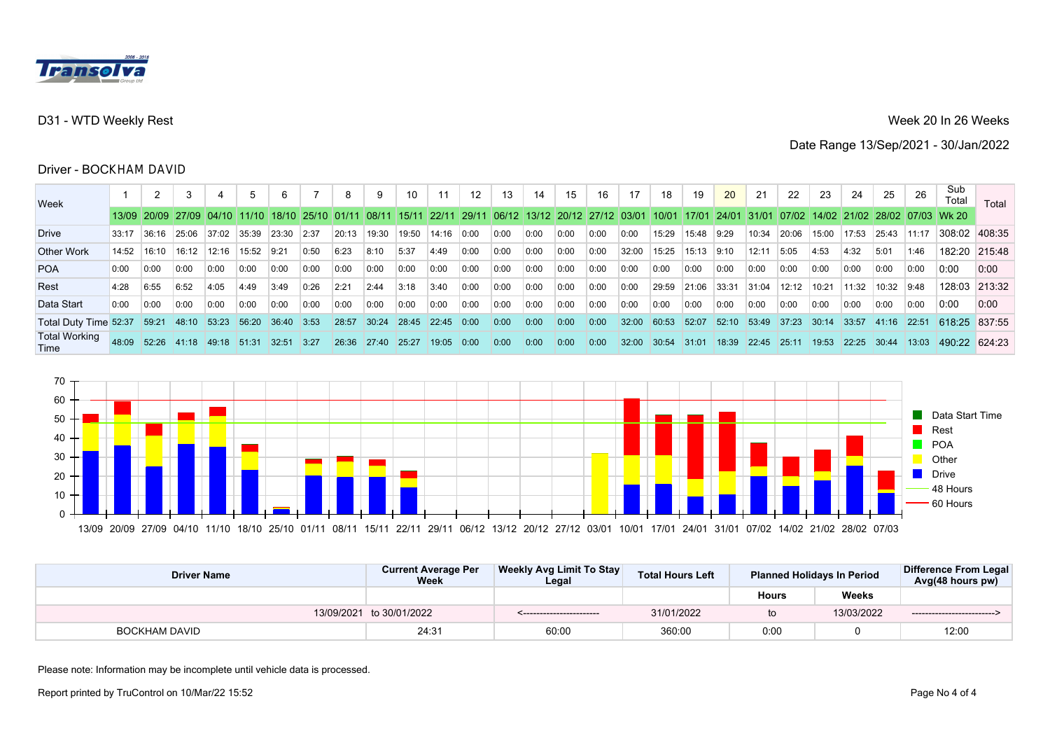Transolva Group Ltd 2008 - 2018

D31 - WTD Weekly Rest

Week 20 In 26 Weeks

Date Range 13/Sep/2021 - 30/Jan/2022

Driver - BOCKHAM DAVID

| Week | 1 | 2 | 3 | 4 | 5 | 6 | 7 | 8 | 9 | 10 | 11 | 12 | 13 | 14 | 15 | 16 | 17 | 18 | 19 | 20 | 21 | 22 | 23 | 24 | 25 | 26 | Sub Total | Total |
|---|---|---|---|---|---|---|---|---|---|---|---|---|---|---|---|---|---|---|---|---|---|---|---|---|---|---|---|---|
| | 13/09 | 20/09 | 27/09 | 04/10 | 11/10 | 18/10 | 25/10 | 01/11 | 08/11 | 15/11 | 22/11 | 29/11 | 06/12 | 13/12 | 20/12 | 27/12 | 03/01 | 10/01 | 17/01 | 24/01 | 31/01 | 07/02 | 14/02 | 21/02 | 28/02 | 07/03 | Wk 20 | |
| Drive | 33:17 | 36:16 | 25:06 | 37:02 | 35:39 | 23:30 | 2:37 | 20:13 | 19:30 | 19:50 | 14:16 | 0:00 | 0:00 | 0:00 | 0:00 | 0:00 | 0:00 | 15:29 | 15:48 | 9:29 | 10:34 | 20:06 | 15:00 | 17:53 | 25:43 | 11:17 | 308:02 | 408:35 |
| Other Work | 14:52 | 16:10 | 16:12 | 12:16 | 15:52 | 9:21 | 0:50 | 6:23 | 8:10 | 5:37 | 4:49 | 0:00 | 0:00 | 0:00 | 0:00 | 0:00 | 32:00 | 15:25 | 15:13 | 9:10 | 12:11 | 5:05 | 4:53 | 4:32 | 5:01 | 1:46 | 182:20 | 215:48 |
| POA | 0:00 | 0:00 | 0:00 | 0:00 | 0:00 | 0:00 | 0:00 | 0:00 | 0:00 | 0:00 | 0:00 | 0:00 | 0:00 | 0:00 | 0:00 | 0:00 | 0:00 | 0:00 | 0:00 | 0:00 | 0:00 | 0:00 | 0:00 | 0:00 | 0:00 | 0:00 | 0:00 | 0:00 |
| Rest | 4:28 | 6:55 | 6:52 | 4:05 | 4:49 | 3:49 | 0:26 | 2:21 | 2:44 | 3:18 | 3:40 | 0:00 | 0:00 | 0:00 | 0:00 | 0:00 | 0:00 | 29:59 | 21:06 | 33:31 | 31:04 | 12:12 | 10:21 | 11:32 | 10:32 | 9:48 | 128:03 | 213:32 |
| Data Start | 0:00 | 0:00 | 0:00 | 0:00 | 0:00 | 0:00 | 0:00 | 0:00 | 0:00 | 0:00 | 0:00 | 0:00 | 0:00 | 0:00 | 0:00 | 0:00 | 0:00 | 0:00 | 0:00 | 0:00 | 0:00 | 0:00 | 0:00 | 0:00 | 0:00 | 0:00 | 0:00 | 0:00 |
| Total Duty Time | 52:37 | 59:21 | 48:10 | 53:23 | 56:20 | 36:40 | 3:53 | 28:57 | 30:24 | 28:45 | 22:45 | 0:00 | 0:00 | 0:00 | 0:00 | 0:00 | 32:00 | 60:53 | 52:07 | 52:10 | 53:49 | 37:23 | 30:14 | 33:57 | 41:16 | 22:51 | 618:25 | 837:55 |
| Total Working Time | 48:09 | 52:26 | 41:18 | 49:18 | 51:31 | 32:51 | 3:27 | 26:36 | 27:40 | 25:27 | 19:05 | 0:00 | 0:00 | 0:00 | 0:00 | 0:00 | 32:00 | 30:54 | 31:01 | 18:39 | 22:45 | 25:11 | 19:53 | 22:25 | 30:44 | 13:03 | 490:22 | 624:23 |

70
60
50
40
30
20
10
0

13/09 20/09 27/09 04/10 11/10 18/10 25/10 01/11 08/11 15/11 22/11 29/11 06/12 13/12 20/12 27/12 03/01 10/01 17/01 24/01 31/01 07/02 14/02 21/02 28/02 07/03

Data Start Time
Rest
POA
Other
Drive
48 Hours
60 Hours

| Driver Name | Current Average Per Week | Weekly Avg Limit To Stay Legal | Total Hours Left | Planned Holidays In Period | | Difference From Legal Avg(48 hours pw) |
|---|---|---|---|---|---|---|
| | | | | Hours | Weeks | |
| 13/09/2021 | to 30/01/2022 | <----------------------- | 31/01/2022 | to | 13/03/2022 | -------------------------> |
| BOCKHAM DAVID | 24:31 | 60:00 | 360:00 | 0:00 | 0 | 12:00 |

Please note: Information may be incomplete until vehicle data is processed.

Report printed by TruControl on 10/Mar/22 15:52